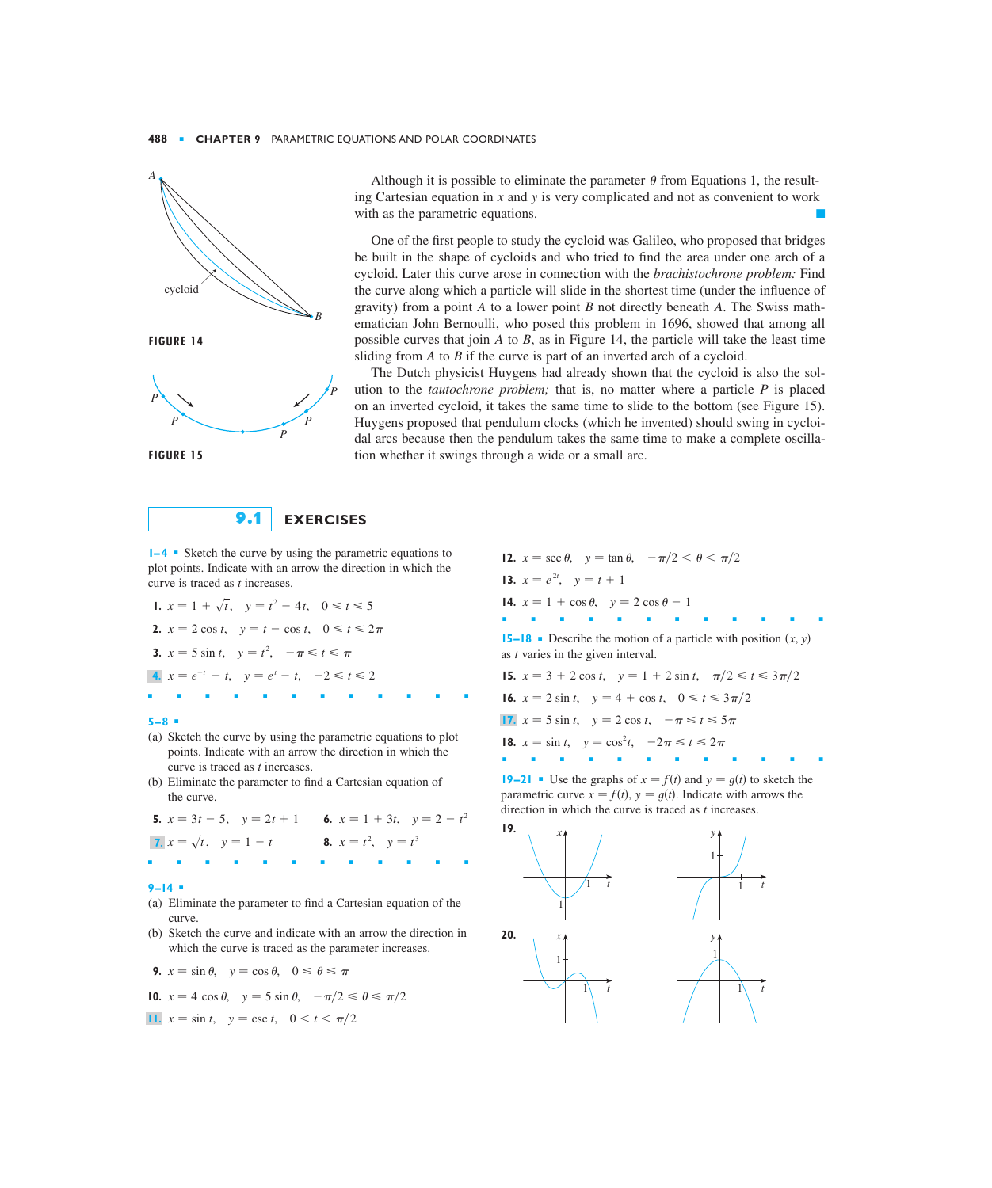Although it is possible to eliminate the parameter $\theta$ from Equations 1, the resulting Cartesian equation in $x$ and $y$ is very complicated and not as convenient to work with as the parametric equations.

One of the first people to study the cycloid was Galileo, who proposed that bridges be built in the shape of cycloids and who tried to find the area under one arch of a cycloid. Later this curve arose in connection with the *brachistochrone problem:* Find the curve along which a particle will slide in the shortest time (under the influence of gravity) from a point $A$ to a lower point $B$ not directly beneath $A$. The Swiss mathematician John Bernoulli, who posed this problem in 1696, showed that among all possible curves that join $A$ to $B$, as in Figure 14, the particle will take the least time sliding from $A$ to $B$ if the curve is part of an inverted arch of a cycloid.

The Dutch physicist Huygens had already shown that the cycloid is also the solution to the *tautochrone problem;* that is, no matter where a particle $P$ is placed on an inverted cycloid, it takes the same time to slide to the bottom (see Figure 15). Huygens proposed that pendulum clocks (which he invented) should swing in cycloidal arcs because then the pendulum takes the same time to make a complete oscillation whether it swings through a wide or a small arc.

**FIGURE 14**

**FIGURE 15**

## 9.1 EXERCISES

**1–4** ▪ Sketch the curve by using the parametric equations to plot points. Indicate with an arrow the direction in which the curve is traced as $t$ increases.

**1.** $x = 1 + \sqrt{t}, \quad y = t^2 - 4t, \quad 0 \leqslant t \leqslant 5$

**2.** $x = 2\cos t, \quad y = t - \cos t, \quad 0 \leqslant t \leqslant 2\pi$

**3.** $x = 5\sin t, \quad y = t^2, \quad -\pi \leqslant t \leqslant \pi$

**4.** $x = e^{-t} + t, \quad y = e^{t} - t, \quad -2 \leqslant t \leqslant 2$

**5–8** ▪

(a) Sketch the curve by using the parametric equations to plot points. Indicate with an arrow the direction in which the curve is traced as $t$ increases.

(b) Eliminate the parameter to find a Cartesian equation of the curve.

**5.** $x = 3t - 5, \quad y = 2t + 1$

**6.** $x = 1 + 3t, \quad y = 2 - t^2$

**7.** $x = \sqrt{t}, \quad y = 1 - t$

**8.** $x = t^2, \quad y = t^3$

**9–14** ▪

(a) Eliminate the parameter to find a Cartesian equation of the curve.

(b) Sketch the curve and indicate with an arrow the direction in which the curve is traced as the parameter increases.

**9.** $x = \sin\theta, \quad y = \cos\theta, \quad 0 \leqslant \theta \leqslant \pi$

**10.** $x = 4\cos\theta, \quad y = 5\sin\theta, \quad -\pi/2 \leqslant \theta \leqslant \pi/2$

**11.** $x = \sin t, \quad y = \csc t, \quad 0 < t < \pi/2$

**12.** $x = \sec\theta, \quad y = \tan\theta, \quad -\pi/2 < \theta < \pi/2$

**13.** $x = e^{2t}, \quad y = t + 1$

**14.** $x = 1 + \cos\theta, \quad y = 2\cos\theta - 1$

**15–18** ▪ Describe the motion of a particle with position $(x, y)$ as $t$ varies in the given interval.

**15.** $x = 3 + 2\cos t, \quad y = 1 + 2\sin t, \quad \pi/2 \leqslant t \leqslant 3\pi/2$

**16.** $x = 2\sin t, \quad y = 4 + \cos t, \quad 0 \leqslant t \leqslant 3\pi/2$

**17.** $x = 5\sin t, \quad y = 2\cos t, \quad -\pi \leqslant t \leqslant 5\pi$

**18.** $x = \sin t, \quad y = \cos^2 t, \quad -2\pi \leqslant t \leqslant 2\pi$

**19–21** ▪ Use the graphs of $x = f(t)$ and $y = g(t)$ to sketch the parametric curve $x = f(t)$, $y = g(t)$. Indicate with arrows the direction in which the curve is traced as $t$ increases.

**19.**

**20.**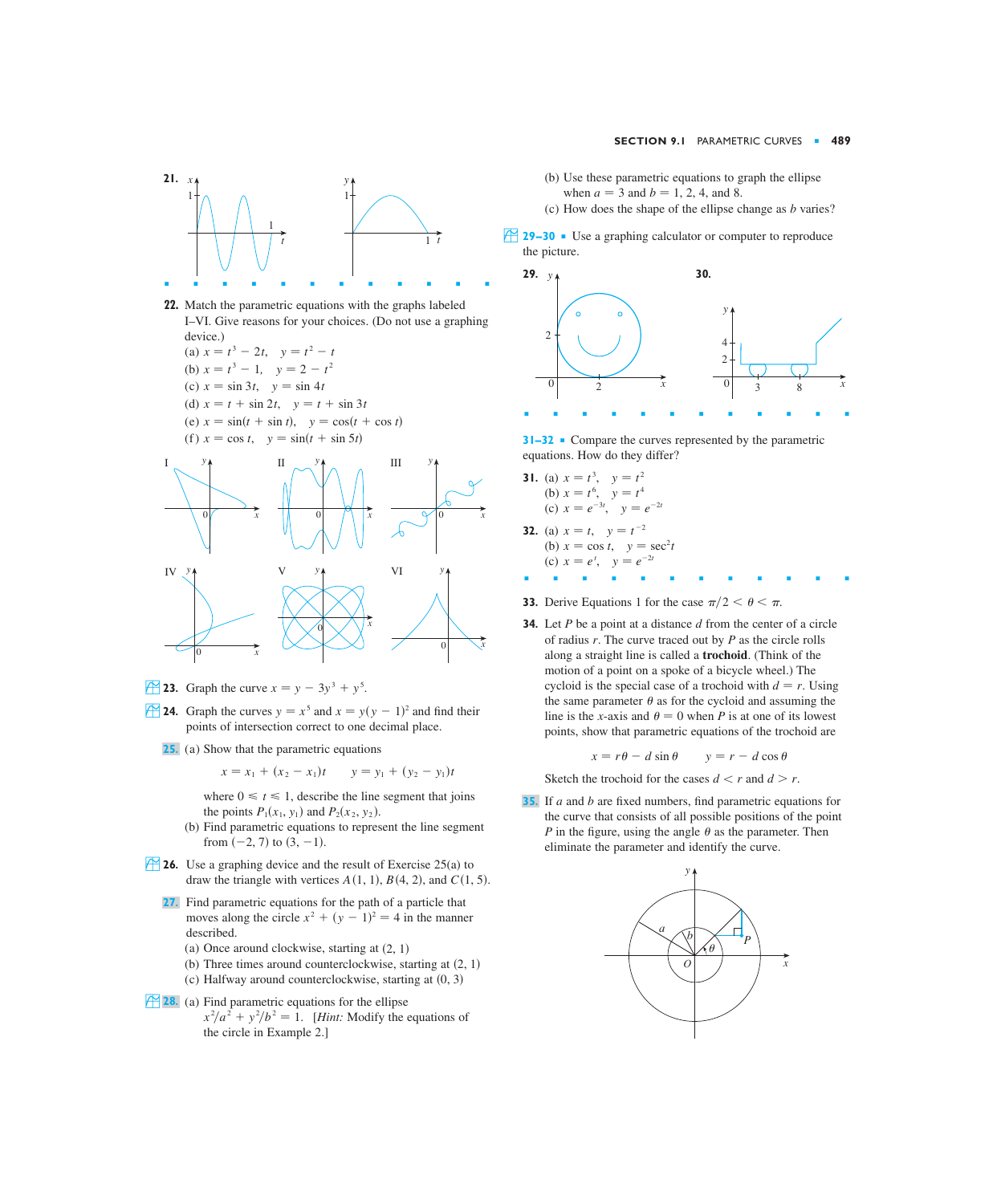**21.**

---

**22.** Match the parametric equations with the graphs labeled I–VI. Give reasons for your choices. (Do not use a graphing device.)

(a) $x = t^3 - 2t, \quad y = t^2 - t$

(b) $x = t^3 - 1, \quad y = 2 - t^2$

(c) $x = \sin 3t, \quad y = \sin 4t$

(d) $x = t + \sin 2t, \quad y = t + \sin 3t$

(e) $x = \sin(t + \sin t), \quad y = \cos(t + \cos t)$

(f) $x = \cos t, \quad y = \sin(t + \sin 5t)$

**23.** Graph the curve $x = y - 3y^3 + y^5$.

**24.** Graph the curves $y = x^5$ and $x = y(y - 1)^2$ and find their points of intersection correct to one decimal place.

**25.** (a) Show that the parametric equations

$$x = x_1 + (x_2 - x_1)t \qquad y = y_1 + (y_2 - y_1)t$$

where $0 \leqslant t \leqslant 1$, describe the line segment that joins the points $P_1(x_1, y_1)$ and $P_2(x_2, y_2)$.

(b) Find parametric equations to represent the line segment from $(-2, 7)$ to $(3, -1)$.

**26.** Use a graphing device and the result of Exercise 25(a) to draw the triangle with vertices $A(1, 1)$, $B(4, 2)$, and $C(1, 5)$.

**27.** Find parametric equations for the path of a particle that moves along the circle $x^2 + (y - 1)^2 = 4$ in the manner described.

(a) Once around clockwise, starting at $(2, 1)$

(b) Three times around counterclockwise, starting at $(2, 1)$

(c) Halfway around counterclockwise, starting at $(0, 3)$

**28.** (a) Find parametric equations for the ellipse $x^2/a^2 + y^2/b^2 = 1$. [*Hint:* Modify the equations of the circle in Example 2.]

(b) Use these parametric equations to graph the ellipse when $a = 3$ and $b = 1, 2, 4,$ and $8$.

(c) How does the shape of the ellipse change as $b$ varies?

**29–30** Use a graphing calculator or computer to reproduce the picture.

**29.**

**30.**

---

**31–32** Compare the curves represented by the parametric equations. How do they differ?

**31.** (a) $x = t^3, \quad y = t^2$

(b) $x = t^6, \quad y = t^4$

(c) $x = e^{-3t}, \quad y = e^{-2t}$

**32.** (a) $x = t, \quad y = t^{-2}$

(b) $x = \cos t, \quad y = \sec^2 t$

(c) $x = e^t, \quad y = e^{-2t}$

---

**33.** Derive Equations 1 for the case $\pi/2 < \theta < \pi$.

**34.** Let $P$ be a point at a distance $d$ from the center of a circle of radius $r$. The curve traced out by $P$ as the circle rolls along a straight line is called a **trochoid**. (Think of the motion of a point on a spoke of a bicycle wheel.) The cycloid is the special case of a trochoid with $d = r$. Using the same parameter $\theta$ as for the cycloid and assuming the line is the $x$-axis and $\theta = 0$ when $P$ is at one of its lowest points, show that parametric equations of the trochoid are

$$x = r\theta - d\sin\theta \qquad y = r - d\cos\theta$$

Sketch the trochoid for the cases $d < r$ and $d > r$.

**35.** If $a$ and $b$ are fixed numbers, find parametric equations for the curve that consists of all possible positions of the point $P$ in the figure, using the angle $\theta$ as the parameter. Then eliminate the parameter and identify the curve.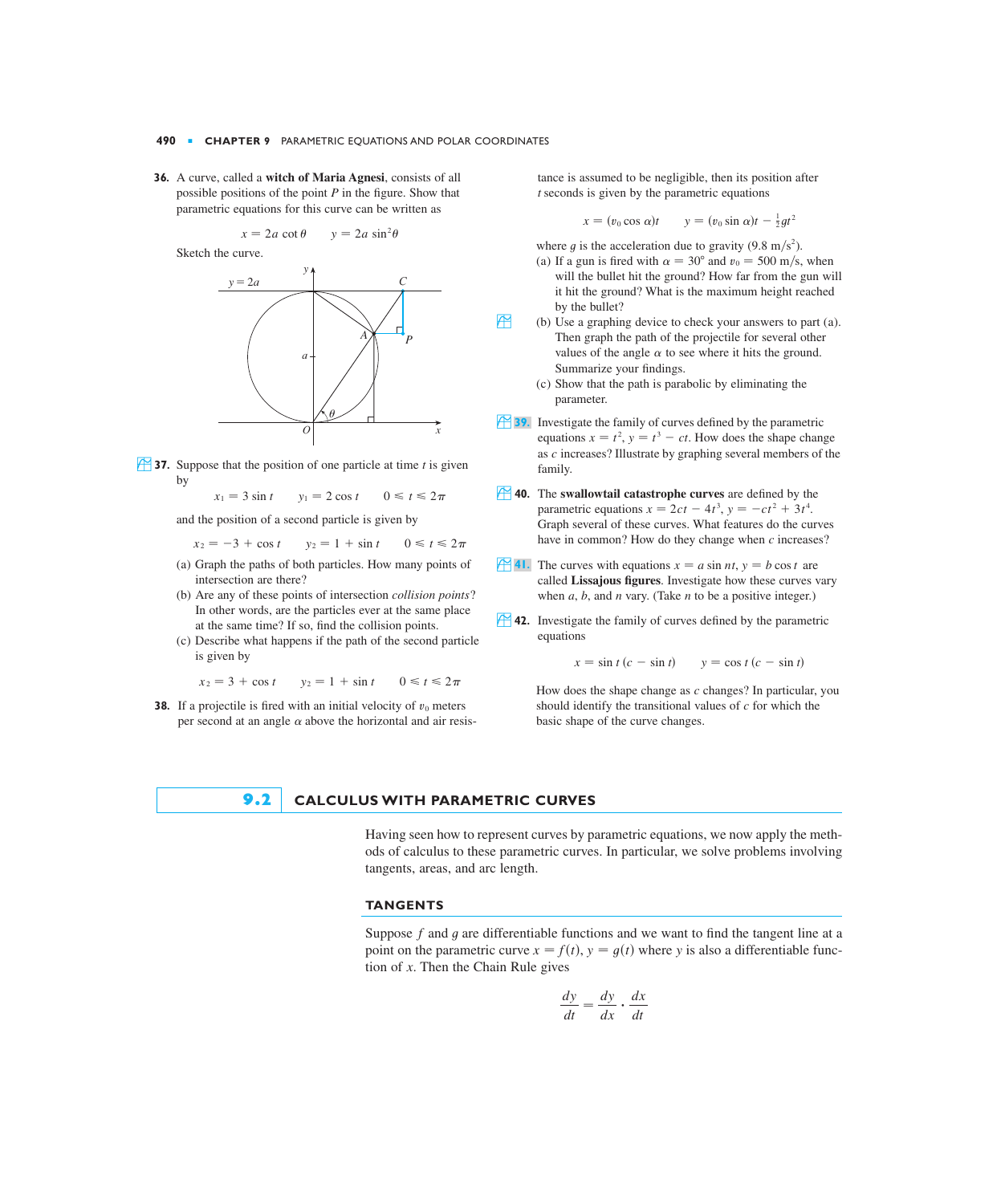**36.** A curve, called a **witch of Maria Agnesi**, consists of all possible positions of the point $P$ in the figure. Show that parametric equations for this curve can be written as

$$x = 2a \cot \theta \qquad y = 2a \sin^2\theta$$

Sketch the curve.

y
$y = 2a$
C
A
P
a
θ
O
x

**37.** Suppose that the position of one particle at time $t$ is given by

$$x_1 = 3 \sin t \qquad y_1 = 2 \cos t \qquad 0 \leqslant t \leqslant 2\pi$$

and the position of a second particle is given by

$$x_2 = -3 + \cos t \qquad y_2 = 1 + \sin t \qquad 0 \leqslant t \leqslant 2\pi$$

(a) Graph the paths of both particles. How many points of intersection are there?

(b) Are any of these points of intersection *collision points*? In other words, are the particles ever at the same place at the same time? If so, find the collision points.

(c) Describe what happens if the path of the second particle is given by

$$x_2 = 3 + \cos t \qquad y_2 = 1 + \sin t \qquad 0 \leqslant t \leqslant 2\pi$$

**38.** If a projectile is fired with an initial velocity of $v_0$ meters per second at an angle $\alpha$ above the horizontal and air resistance is assumed to be negligible, then its position after $t$ seconds is given by the parametric equations

$$x = (v_0 \cos \alpha)t \qquad y = (v_0 \sin \alpha)t - \tfrac{1}{2}gt^2$$

where $g$ is the acceleration due to gravity (9.8 m/s$^2$).

(a) If a gun is fired with $\alpha = 30°$ and $v_0 = 500$ m/s, when will the bullet hit the ground? How far from the gun will it hit the ground? What is the maximum height reached by the bullet?

(b) Use a graphing device to check your answers to part (a). Then graph the path of the projectile for several other values of the angle $\alpha$ to see where it hits the ground. Summarize your findings.

(c) Show that the path is parabolic by eliminating the parameter.

**39.** Investigate the family of curves defined by the parametric equations $x = t^2$, $y = t^3 - ct$. How does the shape change as $c$ increases? Illustrate by graphing several members of the family.

**40.** The **swallowtail catastrophe curves** are defined by the parametric equations $x = 2ct - 4t^3$, $y = -ct^2 + 3t^4$. Graph several of these curves. What features do the curves have in common? How do they change when $c$ increases?

**41.** The curves with equations $x = a \sin nt$, $y = b \cos t$ are called **Lissajous figures**. Investigate how these curves vary when $a$, $b$, and $n$ vary. (Take $n$ to be a positive integer.)

**42.** Investigate the family of curves defined by the parametric equations

$$x = \sin t\,(c - \sin t) \qquad y = \cos t\,(c - \sin t)$$

How does the shape change as $c$ changes? In particular, you should identify the transitional values of $c$ for which the basic shape of the curve changes.

## 9.2 CALCULUS WITH PARAMETRIC CURVES

Having seen how to represent curves by parametric equations, we now apply the methods of calculus to these parametric curves. In particular, we solve problems involving tangents, areas, and arc length.

### TANGENTS

Suppose $f$ and $g$ are differentiable functions and we want to find the tangent line at a point on the parametric curve $x = f(t)$, $y = g(t)$ where $y$ is also a differentiable function of $x$. Then the Chain Rule gives

$$\frac{dy}{dt} = \frac{dy}{dx} \cdot \frac{dx}{dt}$$